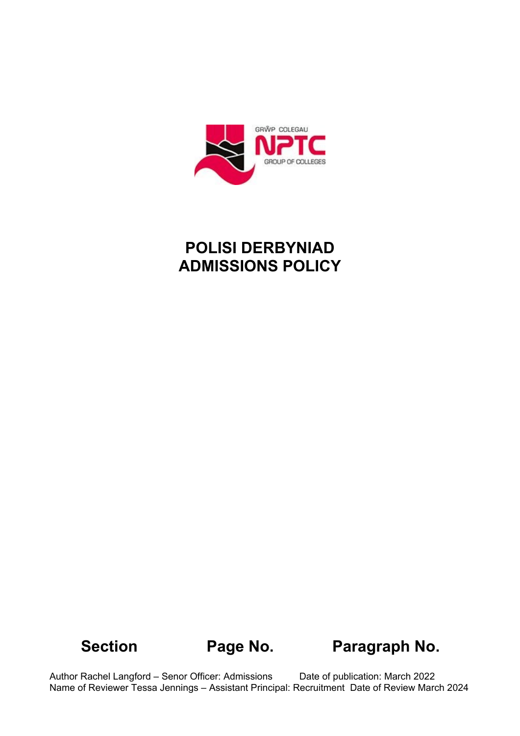# POLISI DERBYNIAD
# ADMISSIONS POLICY

| Section | Page No. | Paragraph No. |
|---|---|---|

Author Rachel Langford – Senor Officer: Admissions    Date of publication: March 2022
Name of Reviewer Tessa Jennings – Assistant Principal: Recruitment  Date of Review March 2024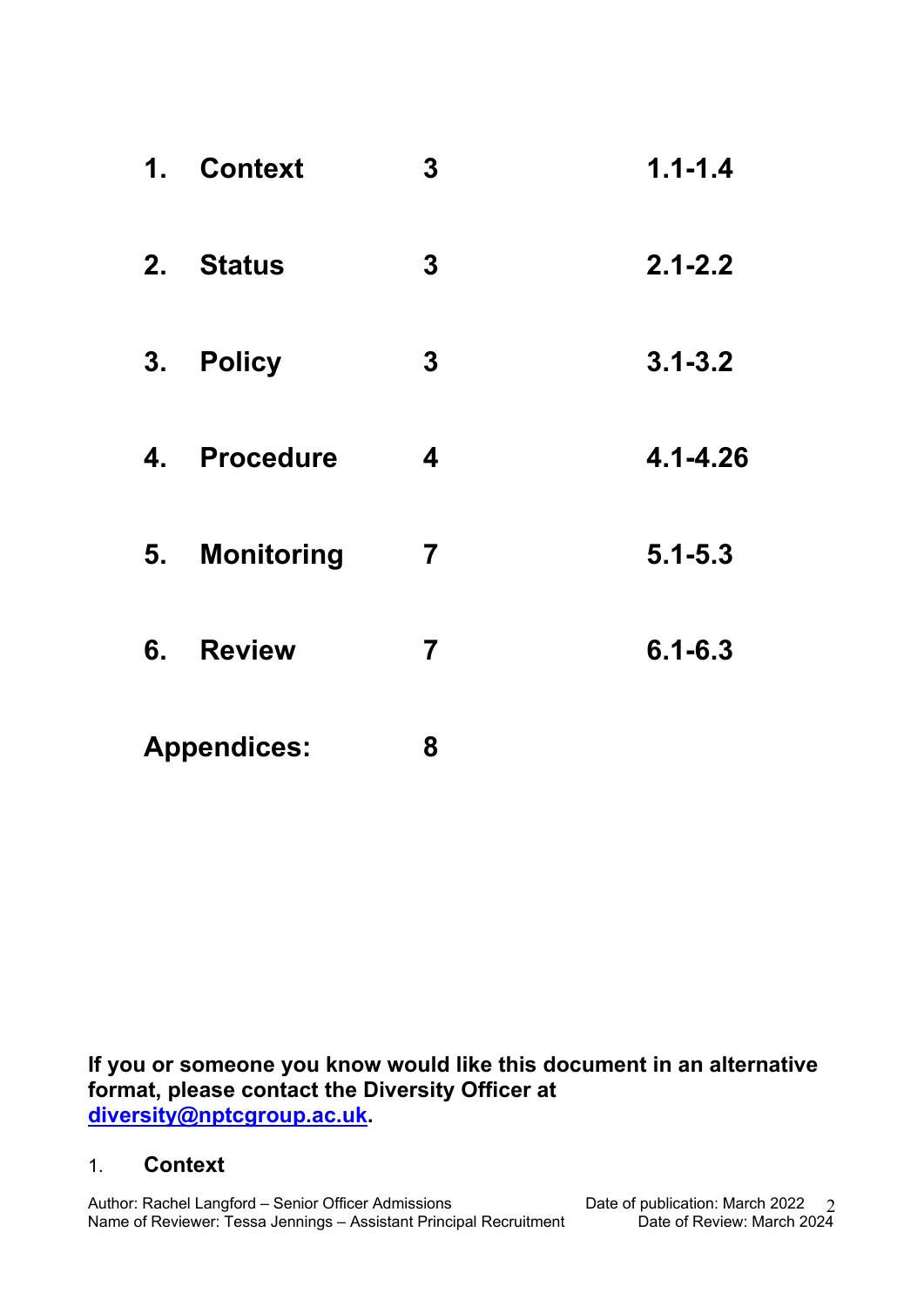| | | | |
|---|---|---|---|
| **1.** | **Context** | **3** | **1.1-1.4** |
| **2.** | **Status** | **3** | **2.1-2.2** |
| **3.** | **Policy** | **3** | **3.1-3.2** |
| **4.** | **Procedure** | **4** | **4.1-4.26** |
| **5.** | **Monitoring** | **7** | **5.1-5.3** |
| **6.** | **Review** | **7** | **6.1-6.3** |
| **Appendices:** | | **8** | |

**If you or someone you know would like this document in an alternative format, please contact the Diversity Officer at [diversity@nptcgroup.ac.uk](mailto:diversity@nptcgroup.ac.uk).**

## 1. Context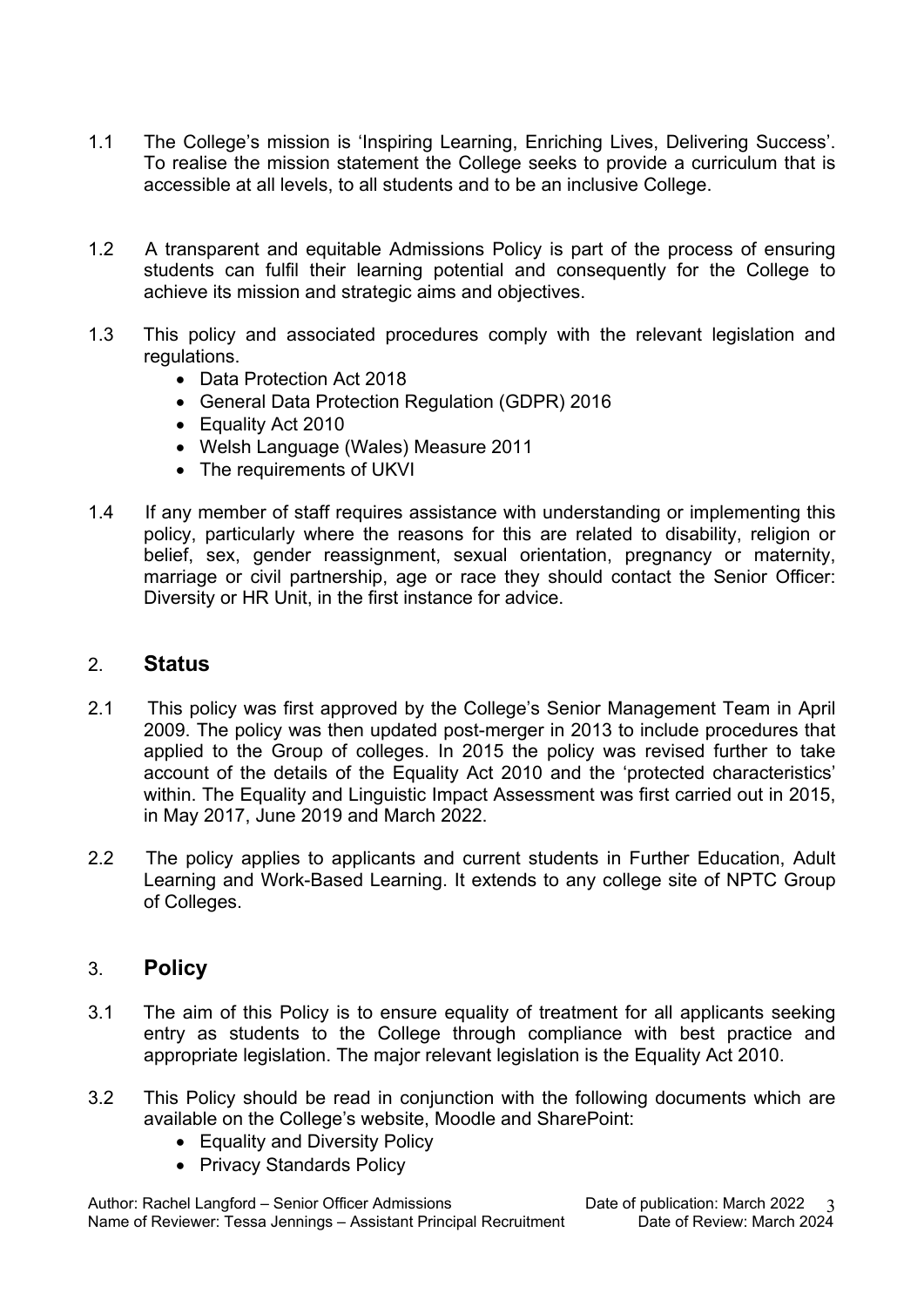1.1 The College's mission is 'Inspiring Learning, Enriching Lives, Delivering Success'. To realise the mission statement the College seeks to provide a curriculum that is accessible at all levels, to all students and to be an inclusive College.

1.2 A transparent and equitable Admissions Policy is part of the process of ensuring students can fulfil their learning potential and consequently for the College to achieve its mission and strategic aims and objectives.

1.3 This policy and associated procedures comply with the relevant legislation and regulations.

- Data Protection Act 2018
- General Data Protection Regulation (GDPR) 2016
- Equality Act 2010
- Welsh Language (Wales) Measure 2011
- The requirements of UKVI

1.4 If any member of staff requires assistance with understanding or implementing this policy, particularly where the reasons for this are related to disability, religion or belief, sex, gender reassignment, sexual orientation, pregnancy or maternity, marriage or civil partnership, age or race they should contact the Senior Officer: Diversity or HR Unit, in the first instance for advice.

## 2. Status

2.1 This policy was first approved by the College's Senior Management Team in April 2009. The policy was then updated post-merger in 2013 to include procedures that applied to the Group of colleges. In 2015 the policy was revised further to take account of the details of the Equality Act 2010 and the 'protected characteristics' within. The Equality and Linguistic Impact Assessment was first carried out in 2015, in May 2017, June 2019 and March 2022.

2.2 The policy applies to applicants and current students in Further Education, Adult Learning and Work-Based Learning. It extends to any college site of NPTC Group of Colleges.

## 3. Policy

3.1 The aim of this Policy is to ensure equality of treatment for all applicants seeking entry as students to the College through compliance with best practice and appropriate legislation. The major relevant legislation is the Equality Act 2010.

3.2 This Policy should be read in conjunction with the following documents which are available on the College's website, Moodle and SharePoint:

- Equality and Diversity Policy
- Privacy Standards Policy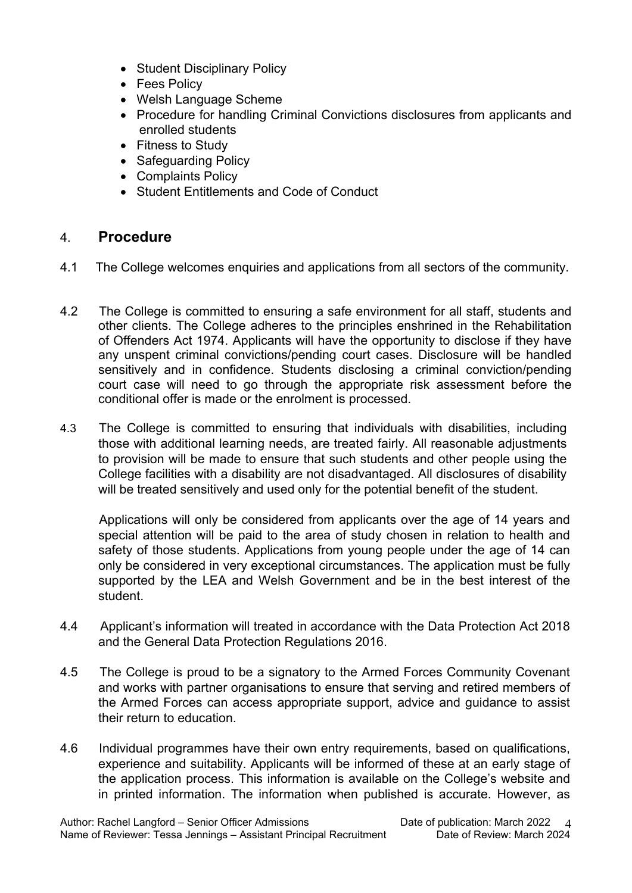- Student Disciplinary Policy
- Fees Policy
- Welsh Language Scheme
- Procedure for handling Criminal Convictions disclosures from applicants and enrolled students
- Fitness to Study
- Safeguarding Policy
- Complaints Policy
- Student Entitlements and Code of Conduct

## 4. Procedure

4.1 The College welcomes enquiries and applications from all sectors of the community.

4.2 The College is committed to ensuring a safe environment for all staff, students and other clients. The College adheres to the principles enshrined in the Rehabilitation of Offenders Act 1974. Applicants will have the opportunity to disclose if they have any unspent criminal convictions/pending court cases. Disclosure will be handled sensitively and in confidence. Students disclosing a criminal conviction/pending court case will need to go through the appropriate risk assessment before the conditional offer is made or the enrolment is processed.

4.3 The College is committed to ensuring that individuals with disabilities, including those with additional learning needs, are treated fairly. All reasonable adjustments to provision will be made to ensure that such students and other people using the College facilities with a disability are not disadvantaged. All disclosures of disability will be treated sensitively and used only for the potential benefit of the student.

Applications will only be considered from applicants over the age of 14 years and special attention will be paid to the area of study chosen in relation to health and safety of those students. Applications from young people under the age of 14 can only be considered in very exceptional circumstances. The application must be fully supported by the LEA and Welsh Government and be in the best interest of the student.

4.4 Applicant's information will treated in accordance with the Data Protection Act 2018 and the General Data Protection Regulations 2016.

4.5 The College is proud to be a signatory to the Armed Forces Community Covenant and works with partner organisations to ensure that serving and retired members of the Armed Forces can access appropriate support, advice and guidance to assist their return to education.

4.6 Individual programmes have their own entry requirements, based on qualifications, experience and suitability. Applicants will be informed of these at an early stage of the application process. This information is available on the College's website and in printed information. The information when published is accurate. However, as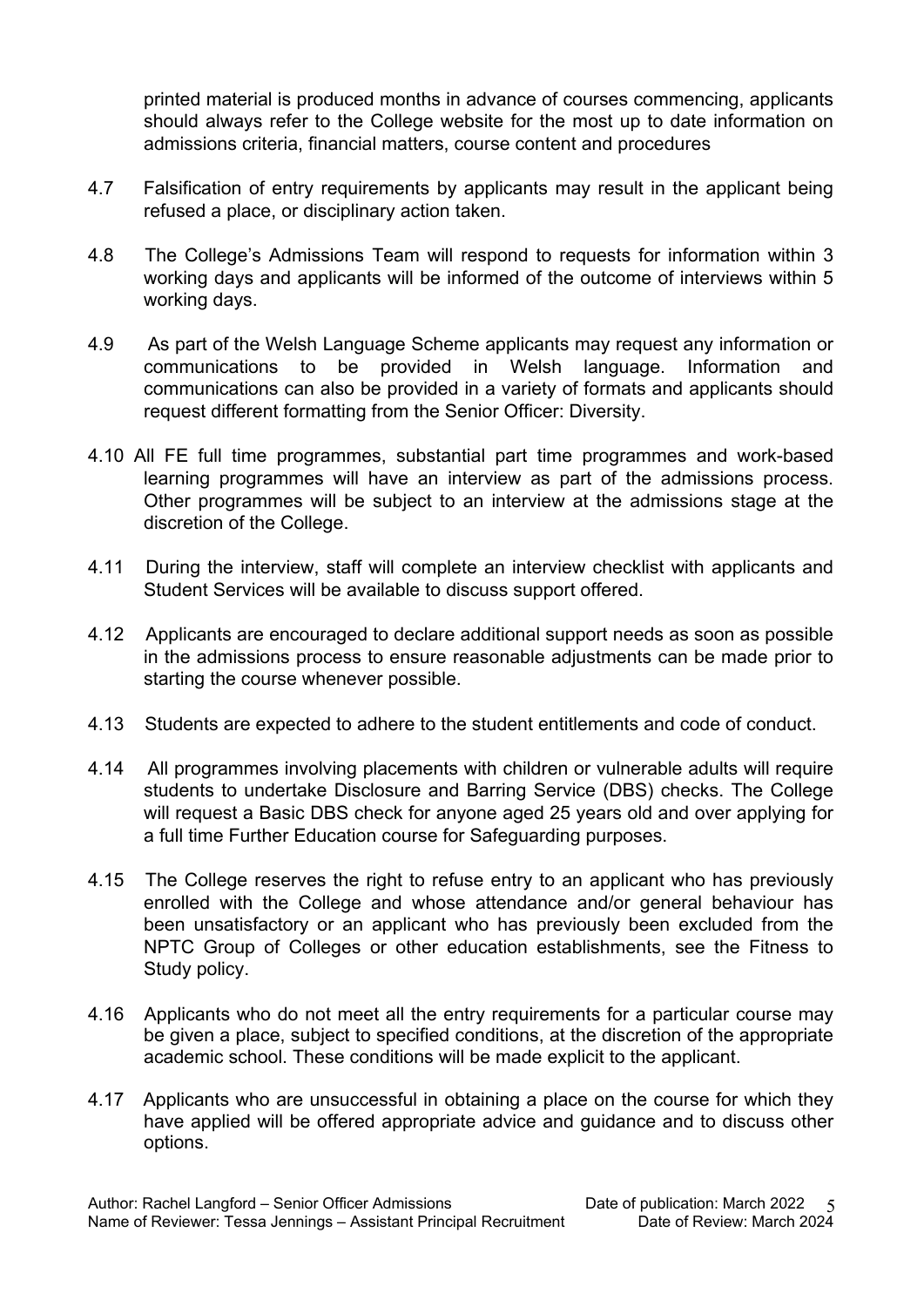printed material is produced months in advance of courses commencing, applicants should always refer to the College website for the most up to date information on admissions criteria, financial matters, course content and procedures

4.7 Falsification of entry requirements by applicants may result in the applicant being refused a place, or disciplinary action taken.

4.8 The College's Admissions Team will respond to requests for information within 3 working days and applicants will be informed of the outcome of interviews within 5 working days.

4.9 As part of the Welsh Language Scheme applicants may request any information or communications to be provided in Welsh language. Information and communications can also be provided in a variety of formats and applicants should request different formatting from the Senior Officer: Diversity.

4.10 All FE full time programmes, substantial part time programmes and work-based learning programmes will have an interview as part of the admissions process. Other programmes will be subject to an interview at the admissions stage at the discretion of the College.

4.11 During the interview, staff will complete an interview checklist with applicants and Student Services will be available to discuss support offered.

4.12 Applicants are encouraged to declare additional support needs as soon as possible in the admissions process to ensure reasonable adjustments can be made prior to starting the course whenever possible.

4.13 Students are expected to adhere to the student entitlements and code of conduct.

4.14 All programmes involving placements with children or vulnerable adults will require students to undertake Disclosure and Barring Service (DBS) checks. The College will request a Basic DBS check for anyone aged 25 years old and over applying for a full time Further Education course for Safeguarding purposes.

4.15 The College reserves the right to refuse entry to an applicant who has previously enrolled with the College and whose attendance and/or general behaviour has been unsatisfactory or an applicant who has previously been excluded from the NPTC Group of Colleges or other education establishments, see the Fitness to Study policy.

4.16 Applicants who do not meet all the entry requirements for a particular course may be given a place, subject to specified conditions, at the discretion of the appropriate academic school. These conditions will be made explicit to the applicant.

4.17 Applicants who are unsuccessful in obtaining a place on the course for which they have applied will be offered appropriate advice and guidance and to discuss other options.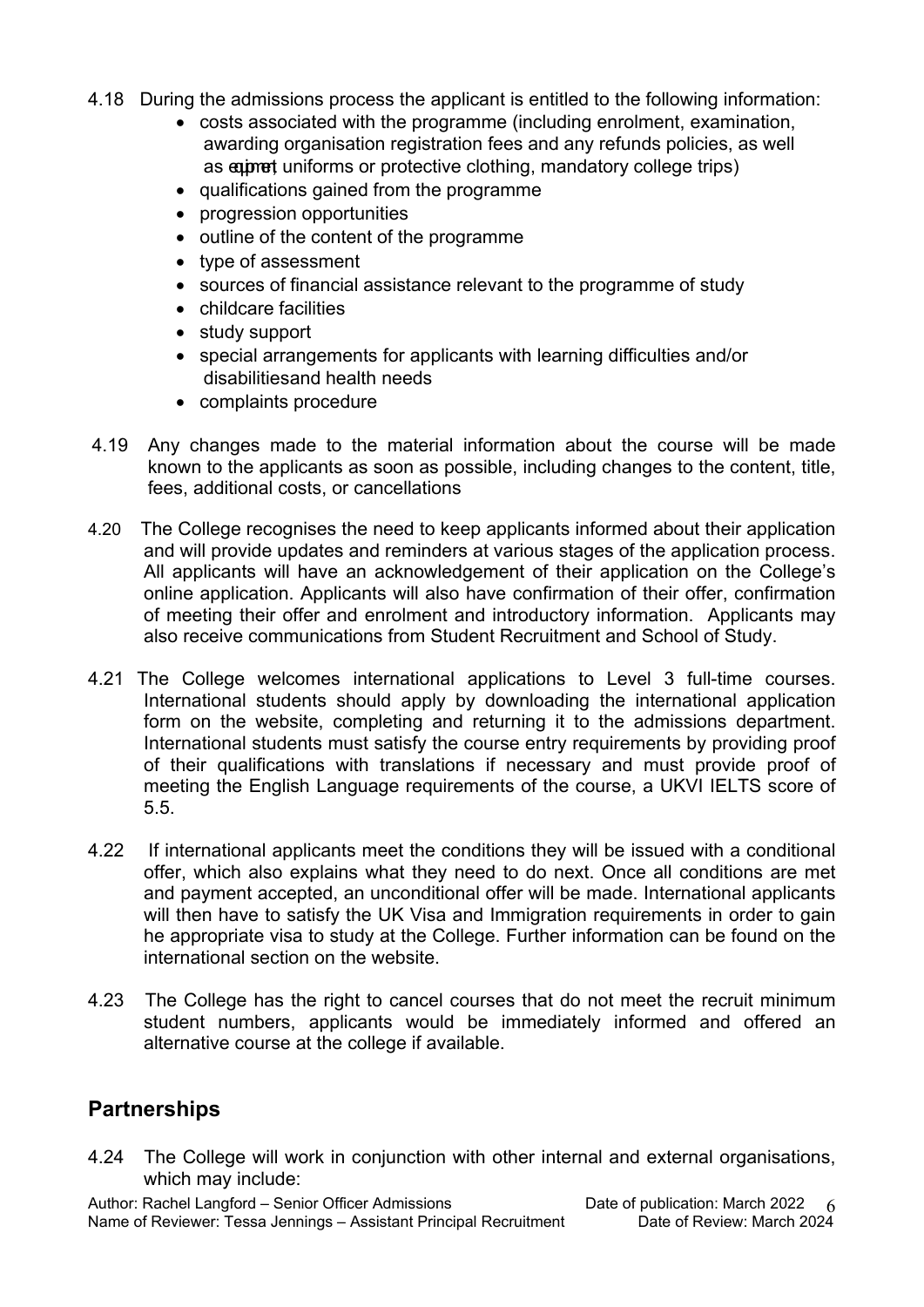4.18 During the admissions process the applicant is entitled to the following information:

- costs associated with the programme (including enrolment, examination, awarding organisation registration fees and any refunds policies, as well as equipment, uniforms or protective clothing, mandatory college trips)
- qualifications gained from the programme
- progression opportunities
- outline of the content of the programme
- type of assessment
- sources of financial assistance relevant to the programme of study
- childcare facilities
- study support
- special arrangements for applicants with learning difficulties and/or disabilitiesand health needs
- complaints procedure

4.19 Any changes made to the material information about the course will be made known to the applicants as soon as possible, including changes to the content, title, fees, additional costs, or cancellations

4.20 The College recognises the need to keep applicants informed about their application and will provide updates and reminders at various stages of the application process. All applicants will have an acknowledgement of their application on the College's online application. Applicants will also have confirmation of their offer, confirmation of meeting their offer and enrolment and introductory information. Applicants may also receive communications from Student Recruitment and School of Study.

4.21 The College welcomes international applications to Level 3 full-time courses. International students should apply by downloading the international application form on the website, completing and returning it to the admissions department. International students must satisfy the course entry requirements by providing proof of their qualifications with translations if necessary and must provide proof of meeting the English Language requirements of the course, a UKVI IELTS score of 5.5.

4.22 If international applicants meet the conditions they will be issued with a conditional offer, which also explains what they need to do next. Once all conditions are met and payment accepted, an unconditional offer will be made. International applicants will then have to satisfy the UK Visa and Immigration requirements in order to gain he appropriate visa to study at the College. Further information can be found on the international section on the website.

4.23 The College has the right to cancel courses that do not meet the recruit minimum student numbers, applicants would be immediately informed and offered an alternative course at the college if available.

## Partnerships

4.24 The College will work in conjunction with other internal and external organisations, which may include: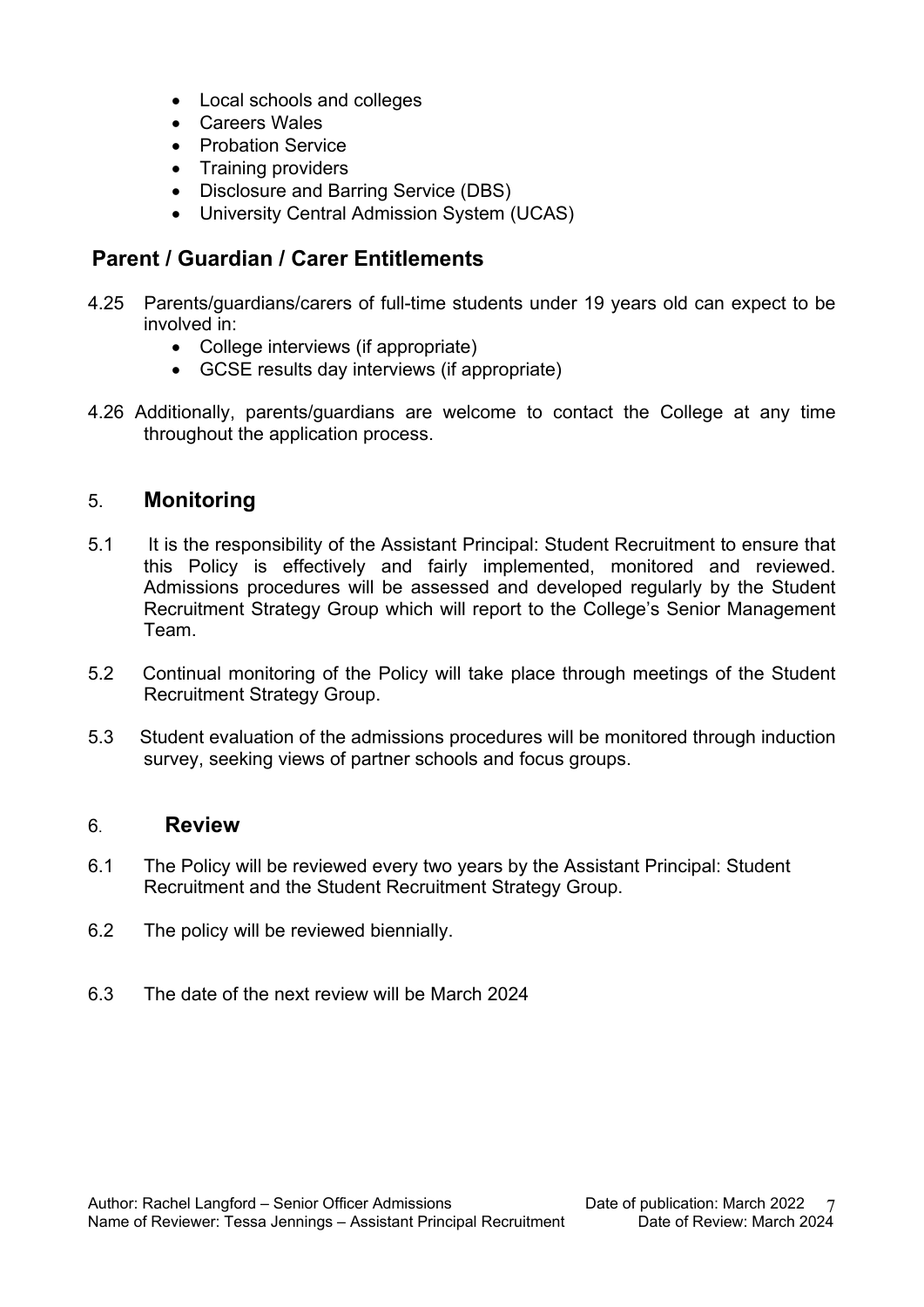- Local schools and colleges
- Careers Wales
- Probation Service
- Training providers
- Disclosure and Barring Service (DBS)
- University Central Admission System (UCAS)

## Parent / Guardian / Carer Entitlements

4.25 Parents/guardians/carers of full-time students under 19 years old can expect to be involved in:

- College interviews (if appropriate)
- GCSE results day interviews (if appropriate)

4.26 Additionally, parents/guardians are welcome to contact the College at any time throughout the application process.

## 5. Monitoring

5.1 It is the responsibility of the Assistant Principal: Student Recruitment to ensure that this Policy is effectively and fairly implemented, monitored and reviewed. Admissions procedures will be assessed and developed regularly by the Student Recruitment Strategy Group which will report to the College's Senior Management Team.

5.2 Continual monitoring of the Policy will take place through meetings of the Student Recruitment Strategy Group.

5.3 Student evaluation of the admissions procedures will be monitored through induction survey, seeking views of partner schools and focus groups.

## 6. Review

6.1 The Policy will be reviewed every two years by the Assistant Principal: Student Recruitment and the Student Recruitment Strategy Group.

6.2 The policy will be reviewed biennially.

6.3 The date of the next review will be March 2024